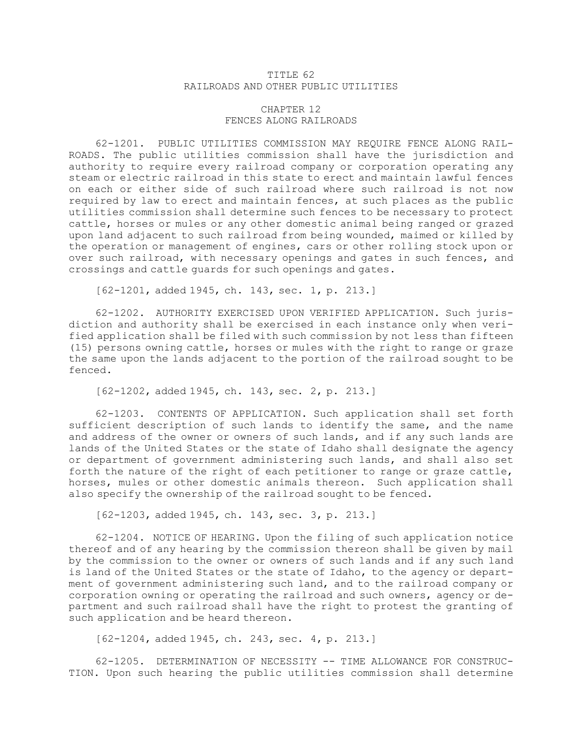# TITLE 62
# RAILROADS AND OTHER PUBLIC UTILITIES

## CHAPTER 12
## FENCES ALONG RAILROADS

62-1201. PUBLIC UTILITIES COMMISSION MAY REQUIRE FENCE ALONG RAILROADS. The public utilities commission shall have the jurisdiction and authority to require every railroad company or corporation operating any steam or electric railroad in this state to erect and maintain lawful fences on each or either side of such railroad where such railroad is not now required by law to erect and maintain fences, at such places as the public utilities commission shall determine such fences to be necessary to protect cattle, horses or mules or any other domestic animal being ranged or grazed upon land adjacent to such railroad from being wounded, maimed or killed by the operation or management of engines, cars or other rolling stock upon or over such railroad, with necessary openings and gates in such fences, and crossings and cattle guards for such openings and gates.

[62-1201, added 1945, ch. 143, sec. 1, p. 213.]

62-1202. AUTHORITY EXERCISED UPON VERIFIED APPLICATION. Such jurisdiction and authority shall be exercised in each instance only when verified application shall be filed with such commission by not less than fifteen (15) persons owning cattle, horses or mules with the right to range or graze the same upon the lands adjacent to the portion of the railroad sought to be fenced.

[62-1202, added 1945, ch. 143, sec. 2, p. 213.]

62-1203. CONTENTS OF APPLICATION. Such application shall set forth sufficient description of such lands to identify the same, and the name and address of the owner or owners of such lands, and if any such lands are lands of the United States or the state of Idaho shall designate the agency or department of government administering such lands, and shall also set forth the nature of the right of each petitioner to range or graze cattle, horses, mules or other domestic animals thereon. Such application shall also specify the ownership of the railroad sought to be fenced.

[62-1203, added 1945, ch. 143, sec. 3, p. 213.]

62-1204. NOTICE OF HEARING. Upon the filing of such application notice thereof and of any hearing by the commission thereon shall be given by mail by the commission to the owner or owners of such lands and if any such land is land of the United States or the state of Idaho, to the agency or department of government administering such land, and to the railroad company or corporation owning or operating the railroad and such owners, agency or department and such railroad shall have the right to protest the granting of such application and be heard thereon.

[62-1204, added 1945, ch. 243, sec. 4, p. 213.]

62-1205. DETERMINATION OF NECESSITY -- TIME ALLOWANCE FOR CONSTRUCTION. Upon such hearing the public utilities commission shall determine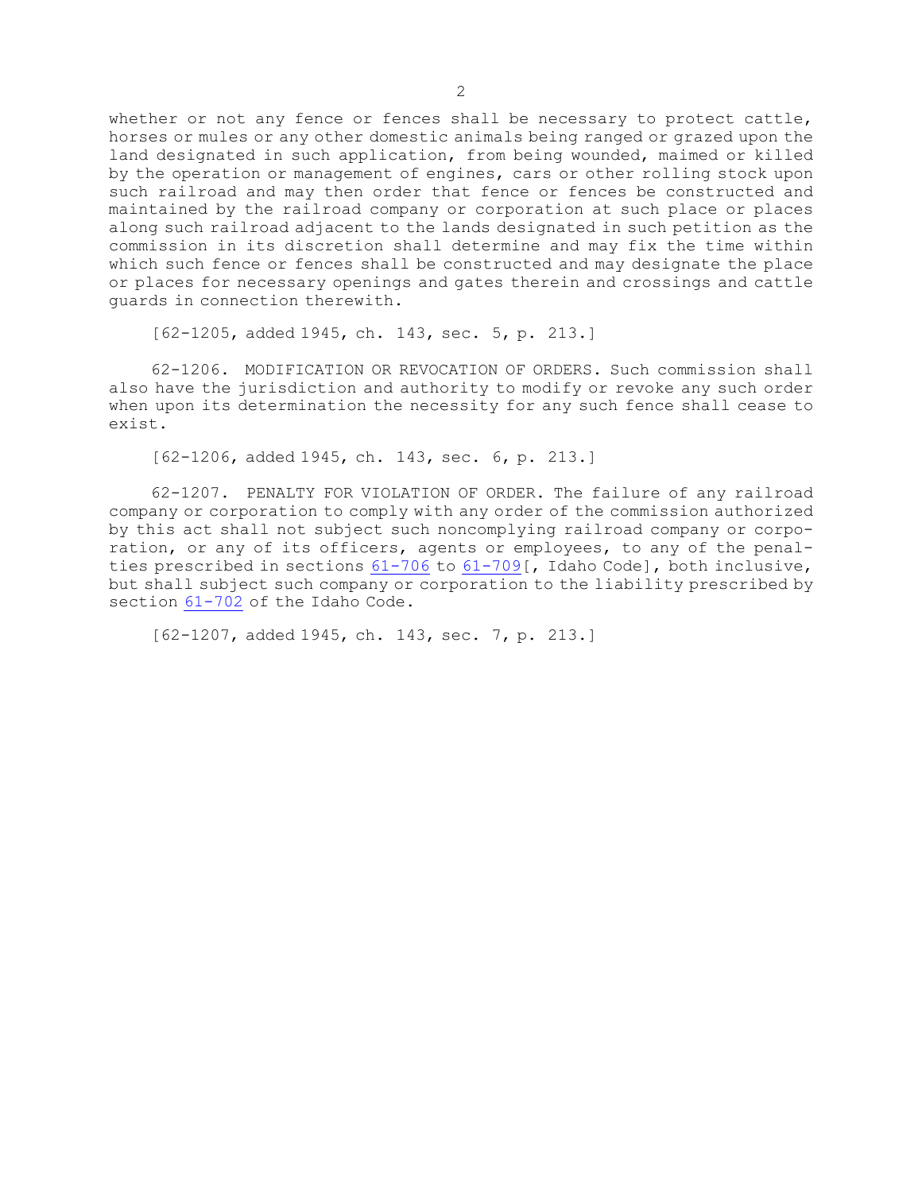whether or not any fence or fences shall be necessary to protect cattle, horses or mules or any other domestic animals being ranged or grazed upon the land designated in such application, from being wounded, maimed or killed by the operation or management of engines, cars or other rolling stock upon such railroad and may then order that fence or fences be constructed and maintained by the railroad company or corporation at such place or places along such railroad adjacent to the lands designated in such petition as the commission in its discretion shall determine and may fix the time within which such fence or fences shall be constructed and may designate the place or places for necessary openings and gates therein and crossings and cattle guards in connection therewith.

[62-1205, added 1945, ch. 143, sec. 5, p. 213.]

62-1206. MODIFICATION OR REVOCATION OF ORDERS. Such commission shall also have the jurisdiction and authority to modify or revoke any such order when upon its determination the necessity for any such fence shall cease to exist.

[62-1206, added 1945, ch. 143, sec. 6, p. 213.]

62-1207. PENALTY FOR VIOLATION OF ORDER. The failure of any railroad company or corporation to comply with any order of the commission authorized by this act shall not subject such noncomplying railroad company or corporation, or any of its officers, agents or employees, to any of the penalties prescribed in sections 61-706 to 61-709[, Idaho Code], both inclusive, but shall subject such company or corporation to the liability prescribed by section 61-702 of the Idaho Code.

[62-1207, added 1945, ch. 143, sec. 7, p. 213.]